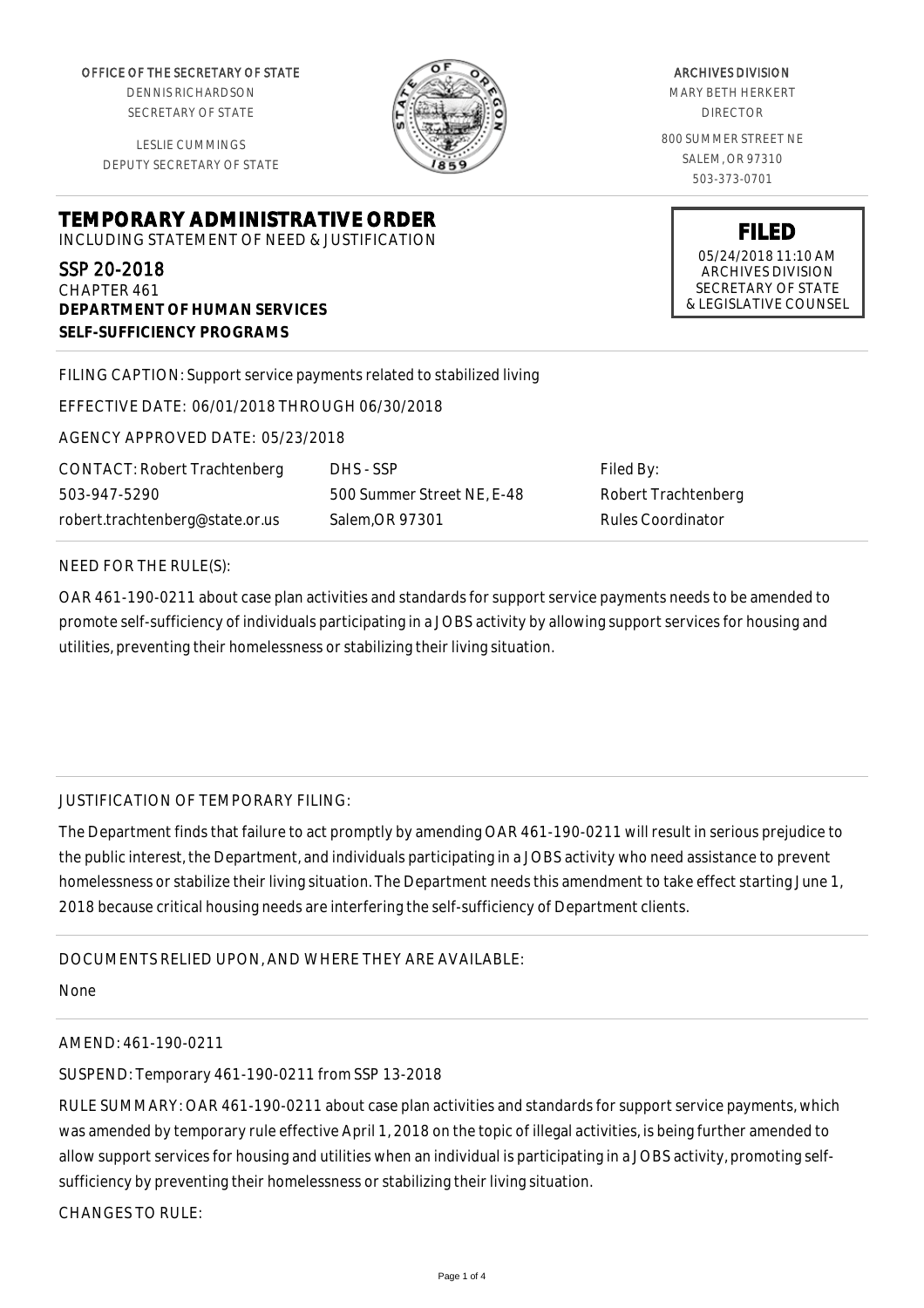OFFICE OF THE SECRETARY OF STATE
DENNIS RICHARDSON
SECRETARY OF STATE

LESLIE CUMMINGS
DEPUTY SECRETARY OF STATE

ARCHIVES DIVISION
MARY BETH HERKERT
DIRECTOR

800 SUMMER STREET NE
SALEM, OR 97310
503-373-0701

**FILED**
05/24/2018 11:10 AM
ARCHIVES DIVISION
SECRETARY OF STATE
& LEGISLATIVE COUNSEL

# TEMPORARY ADMINISTRATIVE ORDER

INCLUDING STATEMENT OF NEED & JUSTIFICATION

SSP 20-2018
CHAPTER 461
**DEPARTMENT OF HUMAN SERVICES**
**SELF-SUFFICIENCY PROGRAMS**

FILING CAPTION: Support service payments related to stabilized living

EFFECTIVE DATE: 06/01/2018 THROUGH 06/30/2018

AGENCY APPROVED DATE: 05/23/2018

| CONTACT: Robert Trachtenberg | DHS - SSP | Filed By: |
|---|---|---|
| 503-947-5290 | 500 Summer Street NE, E-48 | Robert Trachtenberg |
| robert.trachtenberg@state.or.us | Salem,OR 97301 | Rules Coordinator |

NEED FOR THE RULE(S):

OAR 461-190-0211 about case plan activities and standards for support service payments needs to be amended to promote self-sufficiency of individuals participating in a JOBS activity by allowing support services for housing and utilities, preventing their homelessness or stabilizing their living situation.

JUSTIFICATION OF TEMPORARY FILING:

The Department finds that failure to act promptly by amending OAR 461-190-0211 will result in serious prejudice to the public interest, the Department, and individuals participating in a JOBS activity who need assistance to prevent homelessness or stabilize their living situation. The Department needs this amendment to take effect starting June 1, 2018 because critical housing needs are interfering the self-sufficiency of Department clients.

DOCUMENTS RELIED UPON, AND WHERE THEY ARE AVAILABLE:

None

AMEND: 461-190-0211

SUSPEND: Temporary 461-190-0211 from SSP 13-2018

RULE SUMMARY: OAR 461-190-0211 about case plan activities and standards for support service payments, which was amended by temporary rule effective April 1, 2018 on the topic of illegal activities, is being further amended to allow support services for housing and utilities when an individual is participating in a JOBS activity, promoting self-sufficiency by preventing their homelessness or stabilizing their living situation.

CHANGES TO RULE: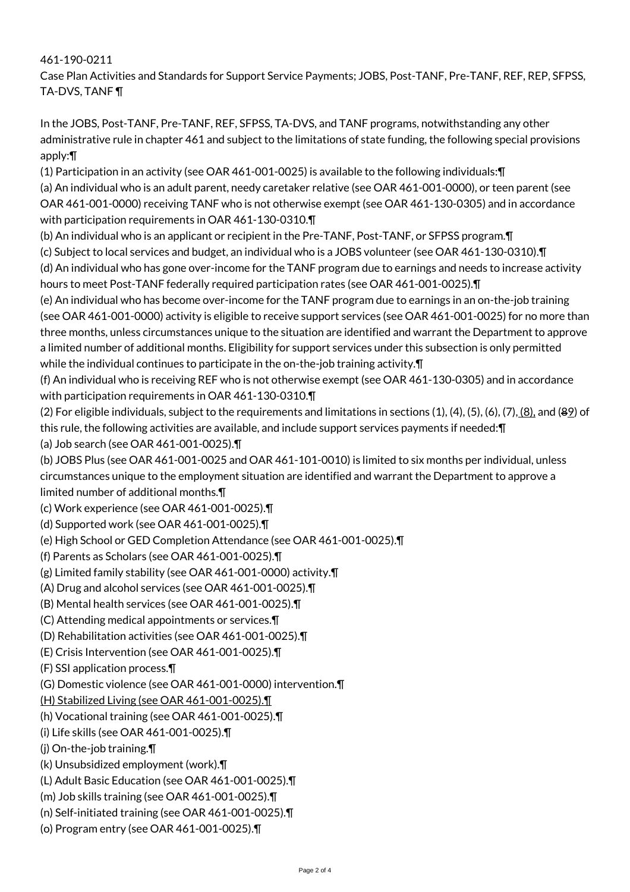461-190-0211

Case Plan Activities and Standards for Support Service Payments; JOBS, Post-TANF, Pre-TANF, REF, REP, SFPSS, TA-DVS, TANF ¶

In the JOBS, Post-TANF, Pre-TANF, REF, SFPSS, TA-DVS, and TANF programs, notwithstanding any other administrative rule in chapter 461 and subject to the limitations of state funding, the following special provisions apply:¶

(1) Participation in an activity (see OAR 461-001-0025) is available to the following individuals:¶

(a) An individual who is an adult parent, needy caretaker relative (see OAR 461-001-0000), or teen parent (see OAR 461-001-0000) receiving TANF who is not otherwise exempt (see OAR 461-130-0305) and in accordance with participation requirements in OAR 461-130-0310.¶

(b) An individual who is an applicant or recipient in the Pre-TANF, Post-TANF, or SFPSS program.¶

(c) Subject to local services and budget, an individual who is a JOBS volunteer (see OAR 461-130-0310).¶

(d) An individual who has gone over-income for the TANF program due to earnings and needs to increase activity hours to meet Post-TANF federally required participation rates (see OAR 461-001-0025).¶

(e) An individual who has become over-income for the TANF program due to earnings in an on-the-job training (see OAR 461-001-0000) activity is eligible to receive support services (see OAR 461-001-0025) for no more than three months, unless circumstances unique to the situation are identified and warrant the Department to approve a limited number of additional months. Eligibility for support services under this subsection is only permitted while the individual continues to participate in the on-the-job training activity.¶

(f) An individual who is receiving REF who is not otherwise exempt (see OAR 461-130-0305) and in accordance with participation requirements in OAR 461-130-0310.¶

(2) For eligible individuals, subject to the requirements and limitations in sections (1), (4), (5), (6), (7), (8), and (~~8~~9) of this rule, the following activities are available, and include support services payments if needed:¶

(a) Job search (see OAR 461-001-0025).¶

(b) JOBS Plus (see OAR 461-001-0025 and OAR 461-101-0010) is limited to six months per individual, unless circumstances unique to the employment situation are identified and warrant the Department to approve a limited number of additional months.¶

(c) Work experience (see OAR 461-001-0025).¶

(d) Supported work (see OAR 461-001-0025).¶

(e) High School or GED Completion Attendance (see OAR 461-001-0025).¶

(f) Parents as Scholars (see OAR 461-001-0025).¶

(g) Limited family stability (see OAR 461-001-0000) activity.¶

(A) Drug and alcohol services (see OAR 461-001-0025).¶

(B) Mental health services (see OAR 461-001-0025).¶

(C) Attending medical appointments or services.¶

(D) Rehabilitation activities (see OAR 461-001-0025).¶

(E) Crisis Intervention (see OAR 461-001-0025).¶

(F) SSI application process.¶

(G) Domestic violence (see OAR 461-001-0000) intervention.¶

(H) Stabilized Living (see OAR 461-001-0025).¶

(h) Vocational training (see OAR 461-001-0025).¶

(i) Life skills (see OAR 461-001-0025).¶

(j) On-the-job training.¶

(k) Unsubsidized employment (work).¶

(L) Adult Basic Education (see OAR 461-001-0025).¶

(m) Job skills training (see OAR 461-001-0025).¶

(n) Self-initiated training (see OAR 461-001-0025).¶

(o) Program entry (see OAR 461-001-0025).¶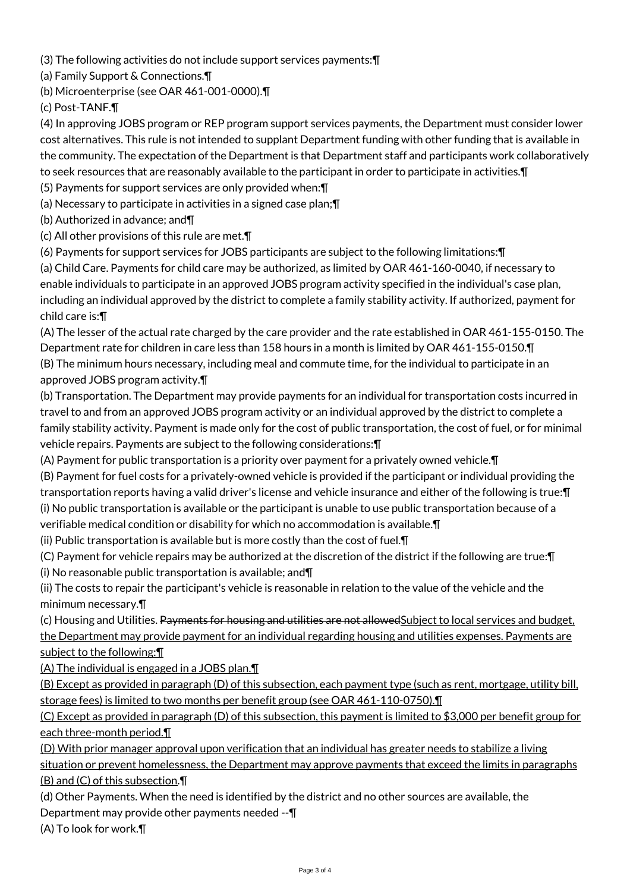(3) The following activities do not include support services payments:¶

(a) Family Support & Connections.¶

(b) Microenterprise (see OAR 461-001-0000).¶

(c) Post-TANF.¶

(4) In approving JOBS program or REP program support services payments, the Department must consider lower cost alternatives. This rule is not intended to supplant Department funding with other funding that is available in the community. The expectation of the Department is that Department staff and participants work collaboratively to seek resources that are reasonably available to the participant in order to participate in activities.¶

(5) Payments for support services are only provided when:¶

(a) Necessary to participate in activities in a signed case plan;¶

(b) Authorized in advance; and¶

(c) All other provisions of this rule are met.¶

(6) Payments for support services for JOBS participants are subject to the following limitations:¶

(a) Child Care. Payments for child care may be authorized, as limited by OAR 461-160-0040, if necessary to enable individuals to participate in an approved JOBS program activity specified in the individual's case plan, including an individual approved by the district to complete a family stability activity. If authorized, payment for child care is:¶

(A) The lesser of the actual rate charged by the care provider and the rate established in OAR 461-155-0150. The Department rate for children in care less than 158 hours in a month is limited by OAR 461-155-0150.¶

(B) The minimum hours necessary, including meal and commute time, for the individual to participate in an approved JOBS program activity.¶

(b) Transportation. The Department may provide payments for an individual for transportation costs incurred in travel to and from an approved JOBS program activity or an individual approved by the district to complete a family stability activity. Payment is made only for the cost of public transportation, the cost of fuel, or for minimal vehicle repairs. Payments are subject to the following considerations:¶

(A) Payment for public transportation is a priority over payment for a privately owned vehicle.¶

(B) Payment for fuel costs for a privately-owned vehicle is provided if the participant or individual providing the transportation reports having a valid driver's license and vehicle insurance and either of the following is true:¶

(i) No public transportation is available or the participant is unable to use public transportation because of a verifiable medical condition or disability for which no accommodation is available.¶

(ii) Public transportation is available but is more costly than the cost of fuel.¶

(C) Payment for vehicle repairs may be authorized at the discretion of the district if the following are true:¶

(i) No reasonable public transportation is available; and¶

(ii) The costs to repair the participant's vehicle is reasonable in relation to the value of the vehicle and the minimum necessary.¶

(c) Housing and Utilities. ~~Payments for housing and utilities are not allowed~~<u>Subject to local services and budget, the Department may provide payment for an individual regarding housing and utilities expenses. Payments are subject to the following:¶</u>

<u>(A) The individual is engaged in a JOBS plan.¶</u>

<u>(B) Except as provided in paragraph (D) of this subsection, each payment type (such as rent, mortgage, utility bill, storage fees) is limited to two months per benefit group (see OAR 461-110-0750).¶</u>

<u>(C) Except as provided in paragraph (D) of this subsection, this payment is limited to $3,000 per benefit group for each three-month period.¶</u>

<u>(D) With prior manager approval upon verification that an individual has greater needs to stabilize a living situation or prevent homelessness, the Department may approve payments that exceed the limits in paragraphs (B) and (C) of this subsection</u>.¶

(d) Other Payments. When the need is identified by the district and no other sources are available, the Department may provide other payments needed --¶

(A) To look for work.¶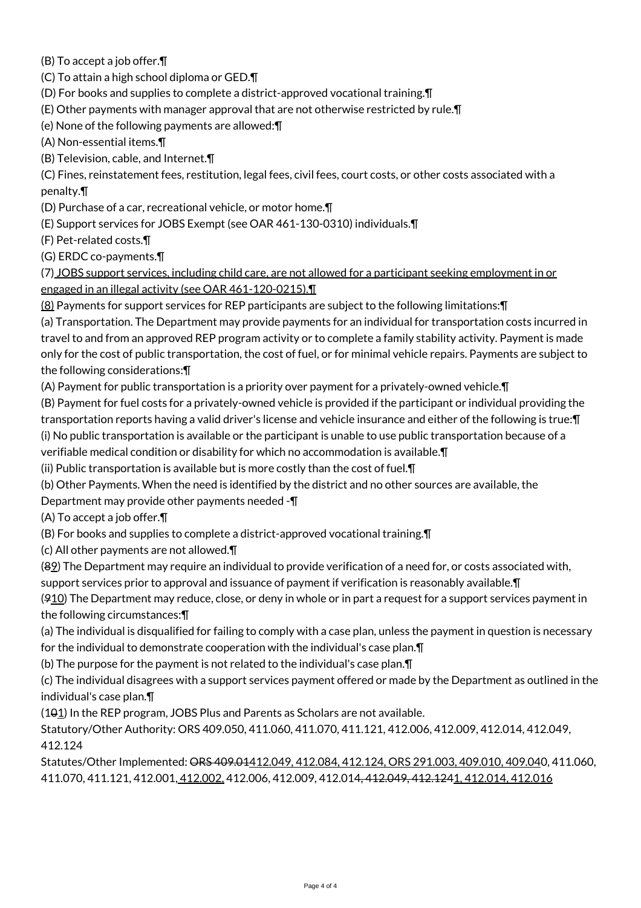(B) To accept a job offer.¶

(C) To attain a high school diploma or GED.¶

(D) For books and supplies to complete a district-approved vocational training.¶

(E) Other payments with manager approval that are not otherwise restricted by rule.¶

(e) None of the following payments are allowed:¶

(A) Non-essential items.¶

(B) Television, cable, and Internet.¶

(C) Fines, reinstatement fees, restitution, legal fees, civil fees, court costs, or other costs associated with a penalty.¶

(D) Purchase of a car, recreational vehicle, or motor home.¶

(E) Support services for JOBS Exempt (see OAR 461-130-0310) individuals.¶

(F) Pet-related costs.¶

(G) ERDC co-payments.¶

(7)<u> JOBS support services, including child care, are not allowed for a participant seeking employment in or engaged in an illegal activity (see OAR 461-120-0215).¶</u>

<u>(8)</u> Payments for support services for REP participants are subject to the following limitations:¶

(a) Transportation. The Department may provide payments for an individual for transportation costs incurred in travel to and from an approved REP program activity or to complete a family stability activity. Payment is made only for the cost of public transportation, the cost of fuel, or for minimal vehicle repairs. Payments are subject to the following considerations:¶

(A) Payment for public transportation is a priority over payment for a privately-owned vehicle.¶

(B) Payment for fuel costs for a privately-owned vehicle is provided if the participant or individual providing the transportation reports having a valid driver's license and vehicle insurance and either of the following is true:¶

(i) No public transportation is available or the participant is unable to use public transportation because of a verifiable medical condition or disability for which no accommodation is available.¶

(ii) Public transportation is available but is more costly than the cost of fuel.¶

(b) Other Payments. When the need is identified by the district and no other sources are available, the Department may provide other payments needed -¶

(A) To accept a job offer.¶

(B) For books and supplies to complete a district-approved vocational training.¶

(c) All other payments are not allowed.¶

(~~8~~<u>9</u>) The Department may require an individual to provide verification of a need for, or costs associated with, support services prior to approval and issuance of payment if verification is reasonably available.¶

(~~9~~<u>10</u>) The Department may reduce, close, or deny in whole or in part a request for a support services payment in the following circumstances:¶

(a) The individual is disqualified for failing to comply with a case plan, unless the payment in question is necessary for the individual to demonstrate cooperation with the individual's case plan.¶

(b) The purpose for the payment is not related to the individual's case plan.¶

(c) The individual disagrees with a support services payment offered or made by the Department as outlined in the individual's case plan.¶

(1~~0~~<u>1</u>) In the REP program, JOBS Plus and Parents as Scholars are not available.

Statutory/Other Authority: ORS 409.050, 411.060, 411.070, 411.121, 412.006, 412.009, 412.014, 412.049, 412.124

Statutes/Other Implemented: ~~ORS 409.01~~<u>412.049, 412.084, 412.124, ORS 291.003, 409.010, 409.04</u>0, 411.060, 411.070, 411.121, 412.001<u>, 412.002,</u> 412.006, 412.009, 412.01~~4, 412.049, 412.124~~<u>1, 412.014, 412.016</u>